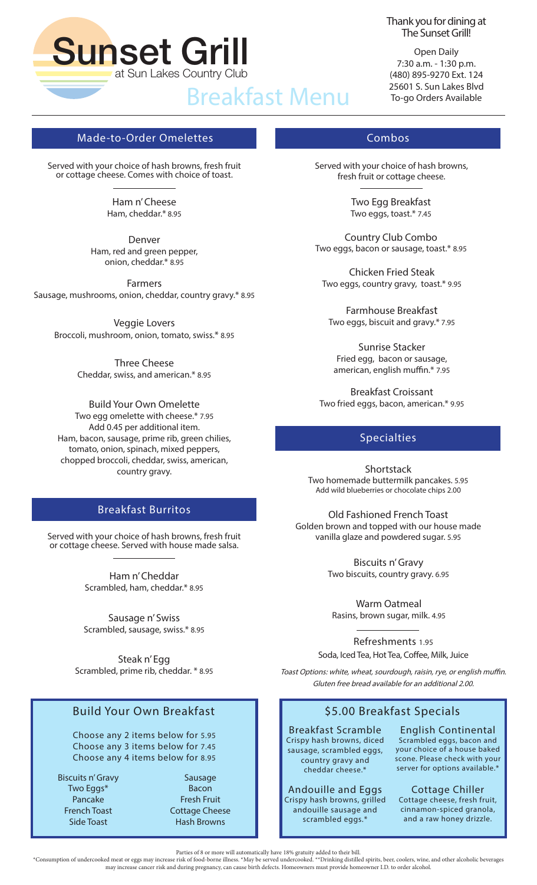# Sunset Grill

at Sun Lakes Country Club

# Breakfast Menu

Thank you for dining at The Sunset Grill!

Open Daily
7:30 a.m. - 1:30 p.m.
(480) 895-9270 Ext. 124
25601 S. Sun Lakes Blvd
To-go Orders Available

## Made-to-Order Omelettes

Served with your choice of hash browns, fresh fruit or cottage cheese. Comes with choice of toast.

**Ham n' Cheese**
Ham, cheddar.* 8.95

**Denver**
Ham, red and green pepper, onion, cheddar.* 8.95

**Farmers**
Sausage, mushrooms, onion, cheddar, country gravy.* 8.95

**Veggie Lovers**
Broccoli, mushroom, onion, tomato, swiss.* 8.95

**Three Cheese**
Cheddar, swiss, and american.* 8.95

**Build Your Own Omelette**
Two egg omelette with cheese.* 7.95
Add 0.45 per additional item.
Ham, bacon, sausage, prime rib, green chilies, tomato, onion, spinach, mixed peppers, chopped broccoli, cheddar, swiss, american, country gravy.

## Breakfast Burritos

Served with your choice of hash browns, fresh fruit or cottage cheese. Served with house made salsa.

**Ham n' Cheddar**
Scrambled, ham, cheddar.* 8.95

**Sausage n' Swiss**
Scrambled, sausage, swiss.* 8.95

**Steak n' Egg**
Scrambled, prime rib, cheddar. * 8.95

## Combos

Served with your choice of hash browns, fresh fruit or cottage cheese.

**Two Egg Breakfast**
Two eggs, toast.* 7.45

**Country Club Combo**
Two eggs, bacon or sausage, toast.* 8.95

**Chicken Fried Steak**
Two eggs, country gravy, toast.* 9.95

**Farmhouse Breakfast**
Two eggs, biscuit and gravy.* 7.95

**Sunrise Stacker**
Fried egg, bacon or sausage, american, english muffin.* 7.95

**Breakfast Croissant**
Two fried eggs, bacon, american.* 9.95

## Specialties

**Shortstack**
Two homemade buttermilk pancakes. 5.95
Add wild blueberries or chocolate chips 2.00

**Old Fashioned French Toast**
Golden brown and topped with our house made vanilla glaze and powdered sugar. 5.95

**Biscuits n' Gravy**
Two biscuits, country gravy. 6.95

**Warm Oatmeal**
Rasins, brown sugar, milk. 4.95

**Refreshments** 1.95
Soda, Iced Tea, Hot Tea, Coffee, Milk, Juice

*Toast Options: white, wheat, sourdough, raisin, rye, or english muffin. Gluten free bread available for an additional 2.00.*

## Build Your Own Breakfast

Choose any 2 items below for 5.95
Choose any 3 items below for 7.45
Choose any 4 items below for 8.95

- Biscuits n' Gravy
- Two Eggs*
- Pancake
- French Toast
- Side Toast
- Sausage
- Bacon
- Fresh Fruit
- Cottage Cheese
- Hash Browns

## $5.00 Breakfast Specials

**Breakfast Scramble**
Crispy hash browns, diced sausage, scrambled eggs, country gravy and cheddar cheese.*

**English Continental**
Scrambled eggs, bacon and your choice of a house baked scone. Please check with your server for options available.*

**Andouille and Eggs**
Crispy hash browns, grilled andouille sausage and scrambled eggs.*

**Cottage Chiller**
Cottage cheese, fresh fruit, cinnamon-spiced granola, and a raw honey drizzle.

Parties of 8 or more will automatically have 18% gratuity added to their bill.
*Consumption of undercooked meat or eggs may increase risk of food-borne illness. *May be served undercooked. **Drinking distilled spirits, beer, coolers, wine, and other alcoholic beverages may increase cancer risk and during pregnancy, can cause birth defects. Homeowners must provide homeowner I.D. to order alcohol.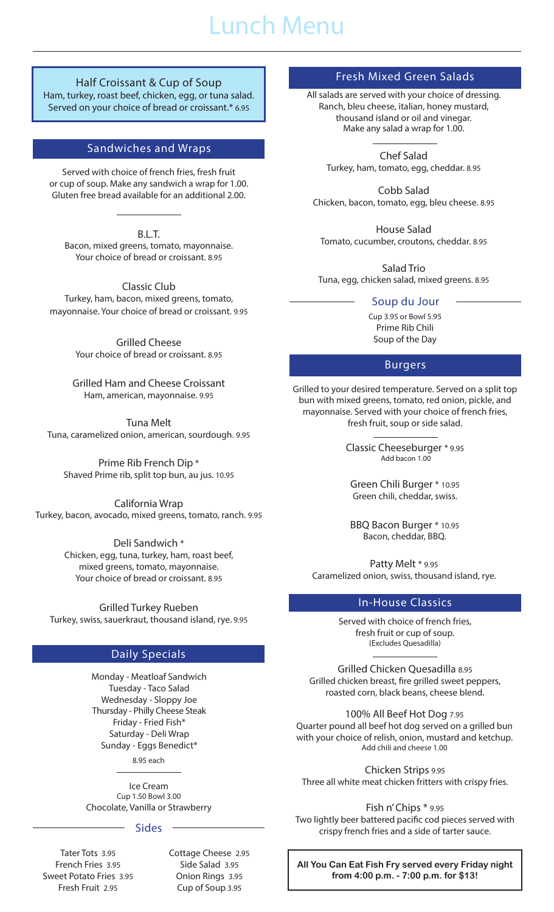# Lunch Menu

## Half Croissant & Cup of Soup

Ham, turkey, roast beef, chicken, egg, or tuna salad. Served on your choice of bread or croissant.* 6.95

## Sandwiches and Wraps

Served with choice of french fries, fresh fruit or cup of soup. Make any sandwich a wrap for 1.00. Gluten free bread available for an additional 2.00.

**B.L.T.**
Bacon, mixed greens, tomato, mayonnaise. Your choice of bread or croissant. 8.95

**Classic Club**
Turkey, ham, bacon, mixed greens, tomato, mayonnaise. Your choice of bread or croissant. 9.95

**Grilled Cheese**
Your choice of bread or croissant. 8.95

**Grilled Ham and Cheese Croissant**
Ham, american, mayonnaise. 9.95

**Tuna Melt**
Tuna, caramelized onion, american, sourdough. 9.95

**Prime Rib French Dip ***
Shaved Prime rib, split top bun, au jus. 10.95

**California Wrap**
Turkey, bacon, avocado, mixed greens, tomato, ranch. 9.95

**Deli Sandwich ***
Chicken, egg, tuna, turkey, ham, roast beef, mixed greens, tomato, mayonnaise. Your choice of bread or croissant. 8.95

**Grilled Turkey Rueben**
Turkey, swiss, sauerkraut, thousand island, rye. 9.95

## Daily Specials

Monday - Meatloaf Sandwich
Tuesday - Taco Salad
Wednesday - Sloppy Joe
Thursday - Philly Cheese Steak
Friday - Fried Fish*
Saturday - Deli Wrap
Sunday - Eggs Benedict*

8.95 each

**Ice Cream**
Cup 1.50 Bowl 3.00
Chocolate, Vanilla or Strawberry

## Sides

Tater Tots 3.95
French Fries 3.95
Sweet Potato Fries 3.95
Fresh Fruit 2.95
Cottage Cheese 2.95
Side Salad 3.95
Onion Rings 3.95
Cup of Soup 3.95

## Fresh Mixed Green Salads

All salads are served with your choice of dressing. Ranch, bleu cheese, italian, honey mustard, thousand island or oil and vinegar. Make any salad a wrap for 1.00.

**Chef Salad**
Turkey, ham, tomato, egg, cheddar. 8.95

**Cobb Salad**
Chicken, bacon, tomato, egg, bleu cheese. 8.95

**House Salad**
Tomato, cucumber, croutons, cheddar. 8.95

**Salad Trio**
Tuna, egg, chicken salad, mixed greens. 8.95

## Soup du Jour

Cup 3.95 or Bowl 5.95
Prime Rib Chili
Soup of the Day

## Burgers

Grilled to your desired temperature. Served on a split top bun with mixed greens, tomato, red onion, pickle, and mayonnaise. Served with your choice of french fries, fresh fruit, soup or side salad.

**Classic Cheeseburger** * 9.95
Add bacon 1.00

**Green Chili Burger** * 10.95
Green chili, cheddar, swiss.

**BBQ Bacon Burger** * 10.95
Bacon, cheddar, BBQ.

**Patty Melt** * 9.95
Caramelized onion, swiss, thousand island, rye.

## In-House Classics

Served with choice of french fries, fresh fruit or cup of soup.
(Excludes Quesadilla)

**Grilled Chicken Quesadilla** 8.95
Grilled chicken breast, fire grilled sweet peppers, roasted corn, black beans, cheese blend.

**100% All Beef Hot Dog** 7.95
Quarter pound all beef hot dog served on a grilled bun with your choice of relish, onion, mustard and ketchup.
Add chili and cheese 1.00

**Chicken Strips** 9.95
Three all white meat chicken fritters with crispy fries.

**Fish n' Chips** * 9.95
Two lightly beer battered pacific cod pieces served with crispy french fries and a side of tarter sauce.

**All You Can Eat Fish Fry served every Friday night from 4:00 p.m. - 7:00 p.m. for $13!**